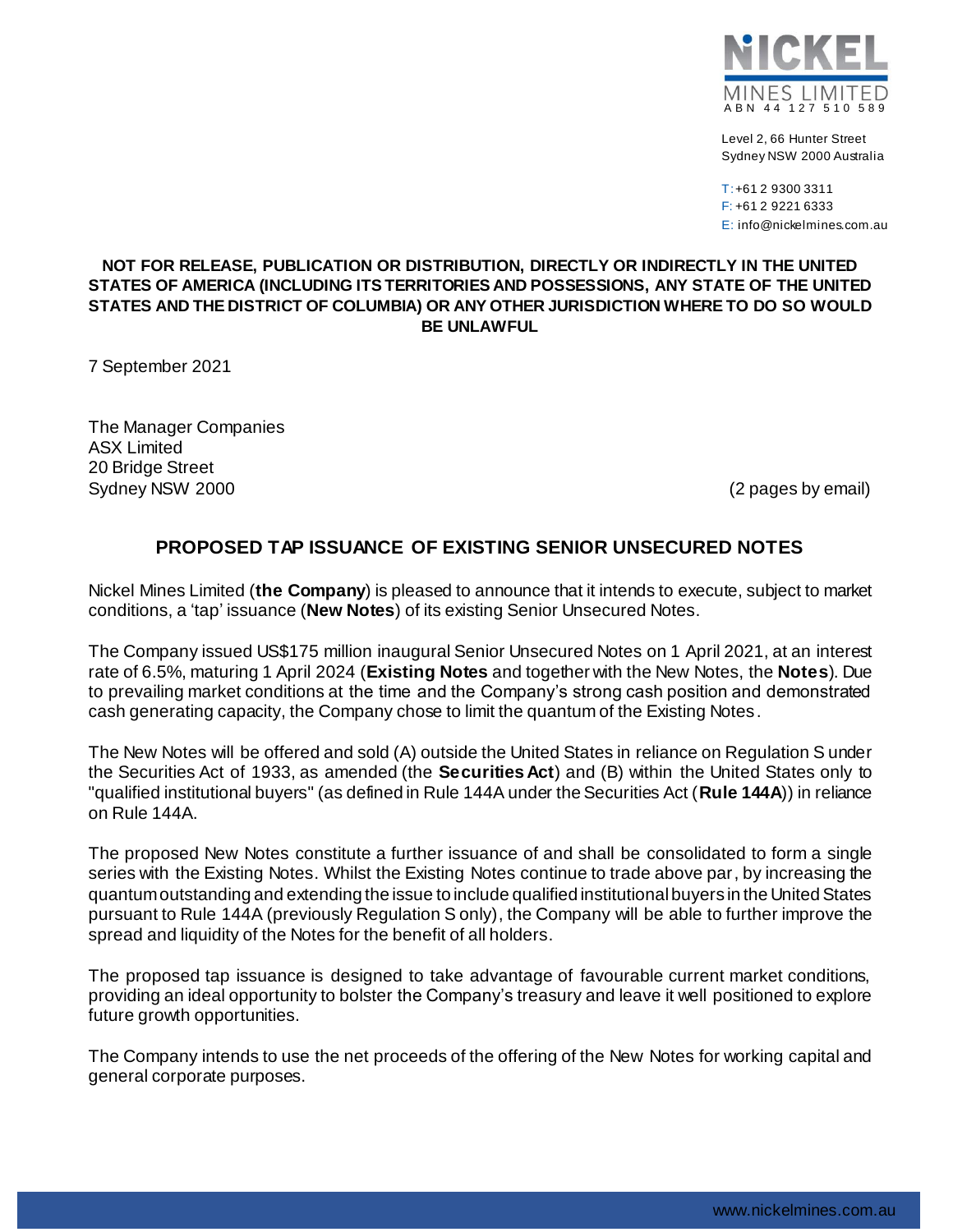NICKEL
MINES LIMITED
ABN 44 127 510 589

Level 2, 66 Hunter Street
Sydney NSW 2000 Australia

T: +61 2 9300 3311
F: +61 2 9221 6333
E: info@nickelmines.com.au

**NOT FOR RELEASE, PUBLICATION OR DISTRIBUTION, DIRECTLY OR INDIRECTLY IN THE UNITED STATES OF AMERICA (INCLUDING ITS TERRITORIES AND POSSESSIONS, ANY STATE OF THE UNITED STATES AND THE DISTRICT OF COLUMBIA) OR ANY OTHER JURISDICTION WHERE TO DO SO WOULD BE UNLAWFUL**

7 September 2021

The Manager Companies
ASX Limited
20 Bridge Street
Sydney NSW 2000

(2 pages by email)

## PROPOSED TAP ISSUANCE OF EXISTING SENIOR UNSECURED NOTES

Nickel Mines Limited (**the Company**) is pleased to announce that it intends to execute, subject to market conditions, a 'tap' issuance (**New Notes**) of its existing Senior Unsecured Notes.

The Company issued US$175 million inaugural Senior Unsecured Notes on 1 April 2021, at an interest rate of 6.5%, maturing 1 April 2024 (**Existing Notes** and together with the New Notes, the **Notes**). Due to prevailing market conditions at the time and the Company's strong cash position and demonstrated cash generating capacity, the Company chose to limit the quantum of the Existing Notes.

The New Notes will be offered and sold (A) outside the United States in reliance on Regulation S under the Securities Act of 1933, as amended (the **Securities Act**) and (B) within the United States only to "qualified institutional buyers" (as defined in Rule 144A under the Securities Act (**Rule 144A**)) in reliance on Rule 144A.

The proposed New Notes constitute a further issuance of and shall be consolidated to form a single series with the Existing Notes. Whilst the Existing Notes continue to trade above par, by increasing the quantum outstanding and extending the issue to include qualified institutional buyers in the United States pursuant to Rule 144A (previously Regulation S only), the Company will be able to further improve the spread and liquidity of the Notes for the benefit of all holders.

The proposed tap issuance is designed to take advantage of favourable current market conditions, providing an ideal opportunity to bolster the Company's treasury and leave it well positioned to explore future growth opportunities.

The Company intends to use the net proceeds of the offering of the New Notes for working capital and general corporate purposes.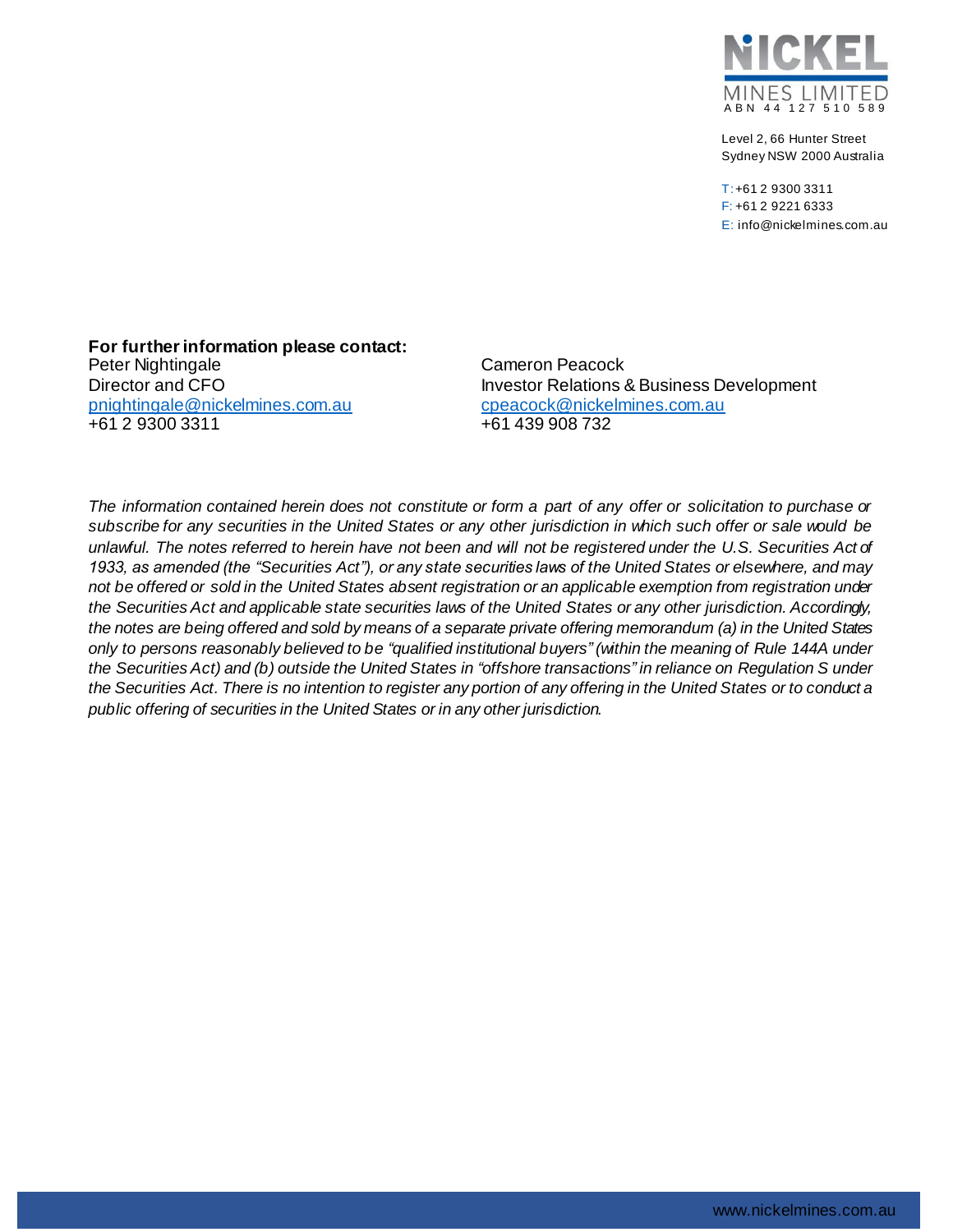Level 2, 66 Hunter Street
Sydney NSW 2000 Australia

T: +61 2 9300 3311
F: +61 2 9221 6333
E: info@nickelmines.com.au

**For further information please contact:**

Peter Nightingale
Director and CFO
pnightingale@nickelmines.com.au
+61 2 9300 3311

Cameron Peacock
Investor Relations & Business Development
cpeacock@nickelmines.com.au
+61 439 908 732

*The information contained herein does not constitute or form a part of any offer or solicitation to purchase or subscribe for any securities in the United States or any other jurisdiction in which such offer or sale would be unlawful. The notes referred to herein have not been and will not be registered under the U.S. Securities Act of 1933, as amended (the "Securities Act"), or any state securities laws of the United States or elsewhere, and may not be offered or sold in the United States absent registration or an applicable exemption from registration under the Securities Act and applicable state securities laws of the United States or any other jurisdiction. Accordingly, the notes are being offered and sold by means of a separate private offering memorandum (a) in the United States only to persons reasonably believed to be "qualified institutional buyers" (within the meaning of Rule 144A under the Securities Act) and (b) outside the United States in "offshore transactions" in reliance on Regulation S under the Securities Act. There is no intention to register any portion of any offering in the United States or to conduct a public offering of securities in the United States or in any other jurisdiction.*